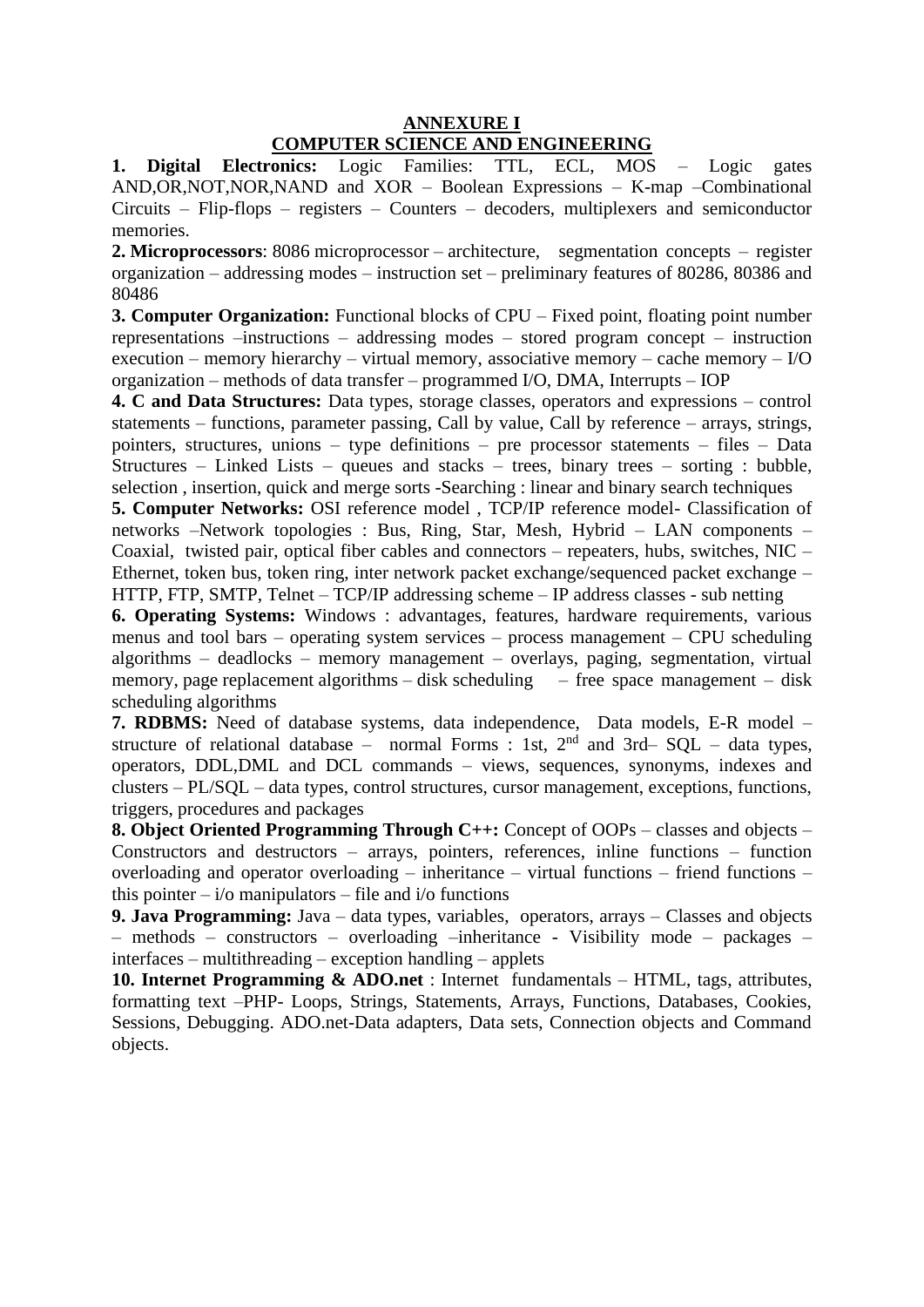# ANNEXURE I

## COMPUTER SCIENCE AND ENGINEERING

**1. Digital Electronics:** Logic Families: TTL, ECL, MOS – Logic gates AND,OR,NOT,NOR,NAND and XOR – Boolean Expressions – K-map –Combinational Circuits – Flip-flops – registers – Counters – decoders, multiplexers and semiconductor memories.

**2. Microprocessors**: 8086 microprocessor – architecture, segmentation concepts – register organization – addressing modes – instruction set – preliminary features of 80286, 80386 and 80486

**3. Computer Organization:** Functional blocks of CPU – Fixed point, floating point number representations –instructions – addressing modes – stored program concept – instruction execution – memory hierarchy – virtual memory, associative memory – cache memory – I/O organization – methods of data transfer – programmed I/O, DMA, Interrupts – IOP

**4. C and Data Structures:** Data types, storage classes, operators and expressions – control statements – functions, parameter passing, Call by value, Call by reference – arrays, strings, pointers, structures, unions – type definitions – pre processor statements – files – Data Structures – Linked Lists – queues and stacks – trees, binary trees – sorting : bubble, selection , insertion, quick and merge sorts -Searching : linear and binary search techniques

**5. Computer Networks:** OSI reference model , TCP/IP reference model- Classification of networks –Network topologies : Bus, Ring, Star, Mesh, Hybrid – LAN components – Coaxial, twisted pair, optical fiber cables and connectors – repeaters, hubs, switches, NIC – Ethernet, token bus, token ring, inter network packet exchange/sequenced packet exchange – HTTP, FTP, SMTP, Telnet – TCP/IP addressing scheme – IP address classes - sub netting

**6. Operating Systems:** Windows : advantages, features, hardware requirements, various menus and tool bars – operating system services – process management – CPU scheduling algorithms – deadlocks – memory management – overlays, paging, segmentation, virtual memory, page replacement algorithms – disk scheduling – free space management – disk scheduling algorithms

**7. RDBMS:** Need of database systems, data independence, Data models, E-R model – structure of relational database – normal Forms : 1st, 2nd and 3rd– SQL – data types, operators, DDL,DML and DCL commands – views, sequences, synonyms, indexes and clusters – PL/SQL – data types, control structures, cursor management, exceptions, functions, triggers, procedures and packages

**8. Object Oriented Programming Through C++:** Concept of OOPs – classes and objects – Constructors and destructors – arrays, pointers, references, inline functions – function overloading and operator overloading – inheritance – virtual functions – friend functions – this pointer – i/o manipulators – file and i/o functions

**9. Java Programming:** Java – data types, variables, operators, arrays – Classes and objects – methods – constructors – overloading –inheritance - Visibility mode – packages – interfaces – multithreading – exception handling – applets

**10. Internet Programming & ADO.net** : Internet fundamentals – HTML, tags, attributes, formatting text –PHP- Loops, Strings, Statements, Arrays, Functions, Databases, Cookies, Sessions, Debugging. ADO.net-Data adapters, Data sets, Connection objects and Command objects.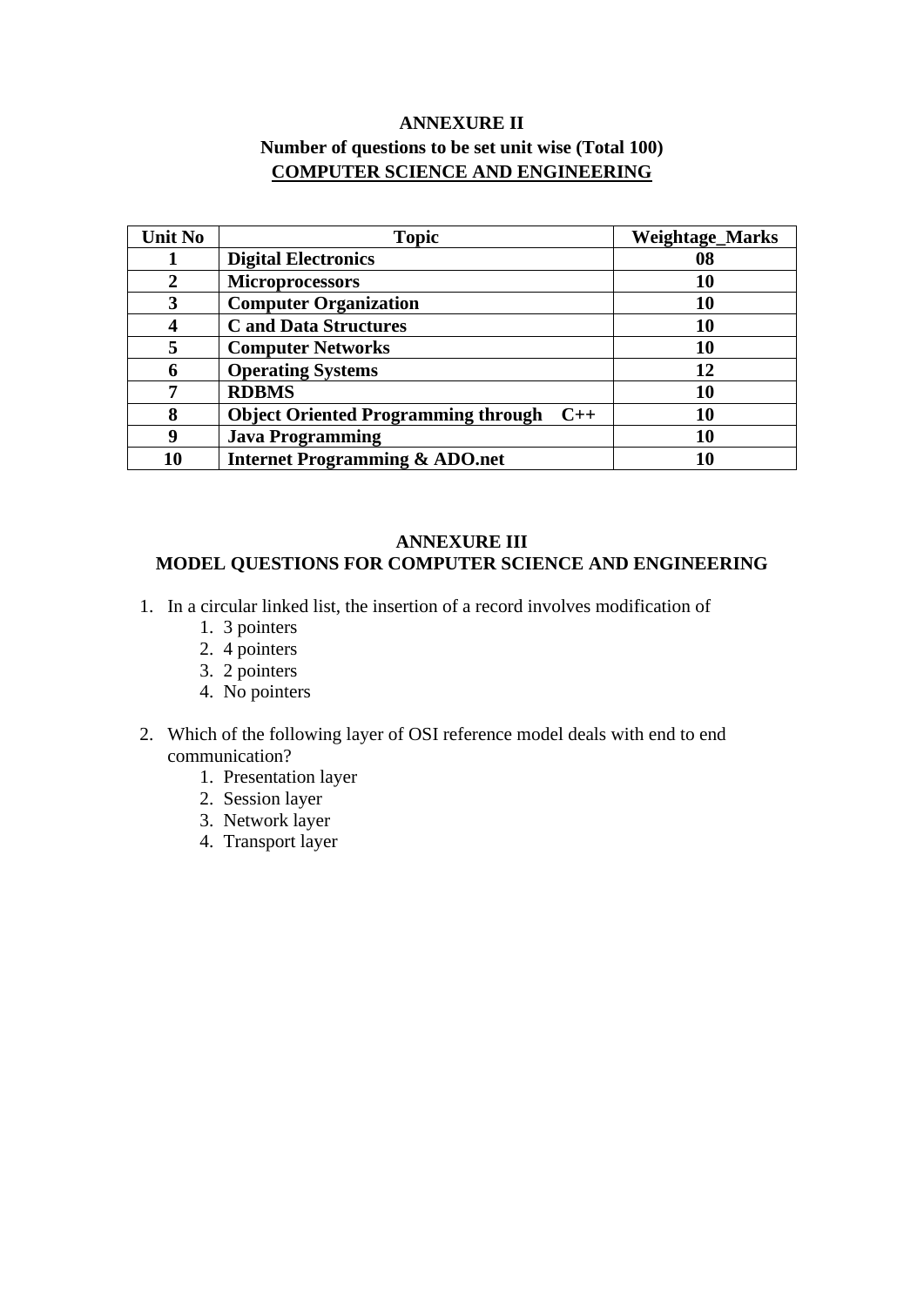## ANNEXURE II

### Number of questions to be set unit wise (Total 100)

### COMPUTER SCIENCE AND ENGINEERING

| Unit No | Topic | Weightage_Marks |
|---|---|---|
| 1 | **Digital Electronics** | 08 |
| 2 | **Microprocessors** | 10 |
| 3 | **Computer Organization** | 10 |
| 4 | **C and Data Structures** | 10 |
| 5 | **Computer Networks** | 10 |
| 6 | **Operating Systems** | 12 |
| 7 | **RDBMS** | 10 |
| 8 | **Object Oriented Programming through C++** | 10 |
| 9 | **Java Programming** | 10 |
| 10 | **Internet Programming & ADO.net** | 10 |

## ANNEXURE III

### MODEL QUESTIONS FOR COMPUTER SCIENCE AND ENGINEERING

1. In a circular linked list, the insertion of a record involves modification of
    1. 3 pointers
    2. 4 pointers
    3. 2 pointers
    4. No pointers

2. Which of the following layer of OSI reference model deals with end to end communication?
    1. Presentation layer
    2. Session layer
    3. Network layer
    4. Transport layer